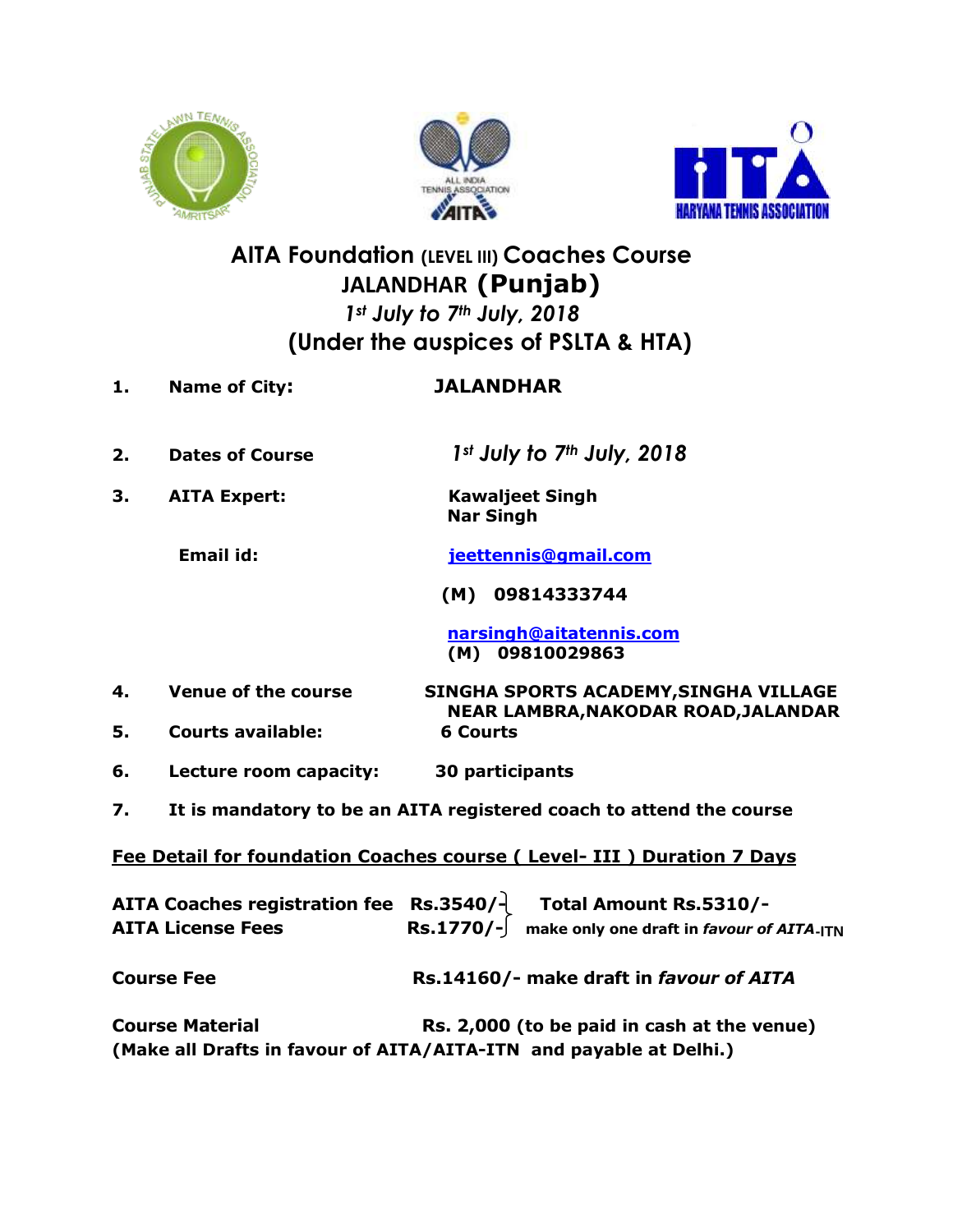# AITA Foundation (LEVEL III) Coaches Course

## JALANDHAR (Punjab)

*1st July to 7th July, 2018*

## (Under the auspices of PSLTA & HTA)

1. **Name of City:** **JALANDHAR**

2. **Dates of Course** *1st July to 7th July, 2018*

3. **AITA Expert:** **Kawaljeet Singh**
   **Nar Singh**

   **Email id:** jeettennis@gmail.com

   **(M) 09814333744**

   narsingh@aitatennis.com
   **(M) 09810029863**

4. **Venue of the course** **SINGHA SPORTS ACADEMY,SINGHA VILLAGE NEAR LAMBRA,NAKODAR ROAD,JALANDAR**

5. **Courts available:** **6 Courts**

6. **Lecture room capacity:** **30 participants**

7. **It is mandatory to be an AITA registered coach to attend the course**

**Fee Detail for foundation Coaches course ( Level- III ) Duration 7 Days**

**AITA Coaches registration fee Rs.3540/-**
**AITA License Fees Rs.1770/-**
} **Total Amount Rs.5310/-** make only one draft in *favour of AITA*-ITN

**Course Fee** **Rs.14160/- make draft in *favour of AITA***

**Course Material** **Rs. 2,000 (to be paid in cash at the venue)**

**(Make all Drafts in favour of AITA/AITA-ITN and payable at Delhi.)**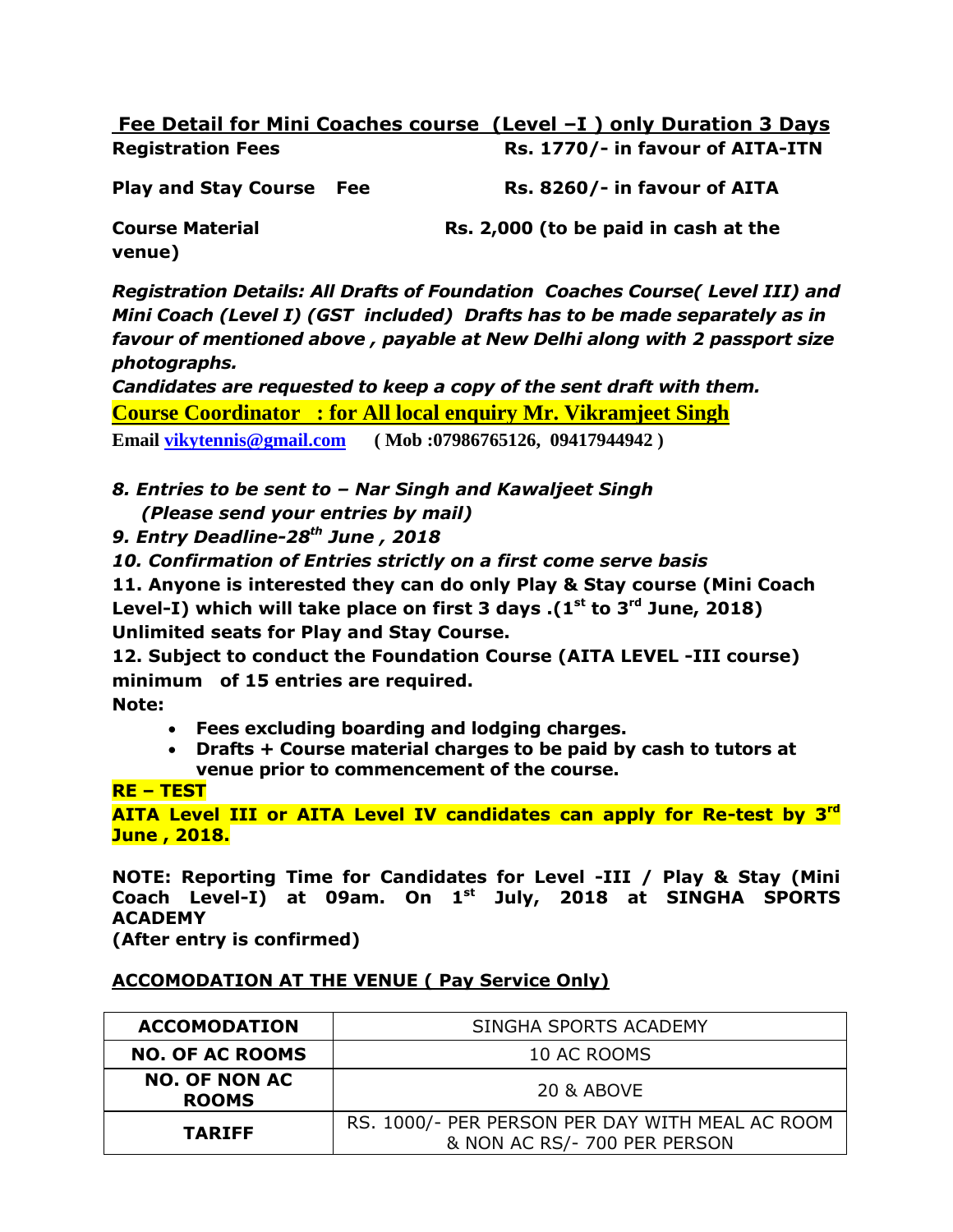## Fee Detail for Mini Coaches course (Level –I ) only Duration 3 Days

**Registration Fees** **Rs. 1770/- in favour of AITA-ITN**

**Play and Stay Course Fee** **Rs. 8260/- in favour of AITA**

**Course Material** **Rs. 2,000 (to be paid in cash at the venue)**

***Registration Details: All Drafts of Foundation Coaches Course( Level III) and Mini Coach (Level I) (GST included) Drafts has to be made separately as in favour of mentioned above , payable at New Delhi along with 2 passport size photographs.***

***Candidates are requested to keep a copy of the sent draft with them.***

**Course Coordinator : for All local enquiry Mr. Vikramjeet Singh**

**Email vikytennis@gmail.com ( Mob :07986765126, 09417944942 )**

***8. Entries to be sent to – Nar Singh and Kawaljeet Singh***
***(Please send your entries by mail)***

***9. Entry Deadline-28th June , 2018***

***10. Confirmation of Entries strictly on a first come serve basis***

**11. Anyone is interested they can do only Play & Stay course (Mini Coach Level-I) which will take place on first 3 days .(1st to 3rd June, 2018) Unlimited seats for Play and Stay Course.**

**12. Subject to conduct the Foundation Course (AITA LEVEL -III course) minimum of 15 entries are required.**

**Note:**

- **Fees excluding boarding and lodging charges.**
- **Drafts + Course material charges to be paid by cash to tutors at venue prior to commencement of the course.**

**RE – TEST**

**AITA Level III or AITA Level IV candidates can apply for Re-test by 3rd June , 2018.**

**NOTE: Reporting Time for Candidates for Level -III / Play & Stay (Mini Coach Level-I) at 09am. On 1st July, 2018 at SINGHA SPORTS ACADEMY**
**(After entry is confirmed)**

**ACCOMODATION AT THE VENUE ( Pay Service Only)**

| | |
|---|---|
| **ACCOMODATION** | SINGHA SPORTS ACADEMY |
| **NO. OF AC ROOMS** | 10 AC ROOMS |
| **NO. OF NON AC ROOMS** | 20 & ABOVE |
| **TARIFF** | RS. 1000/- PER PERSON PER DAY WITH MEAL AC ROOM & NON AC RS/- 700 PER PERSON |